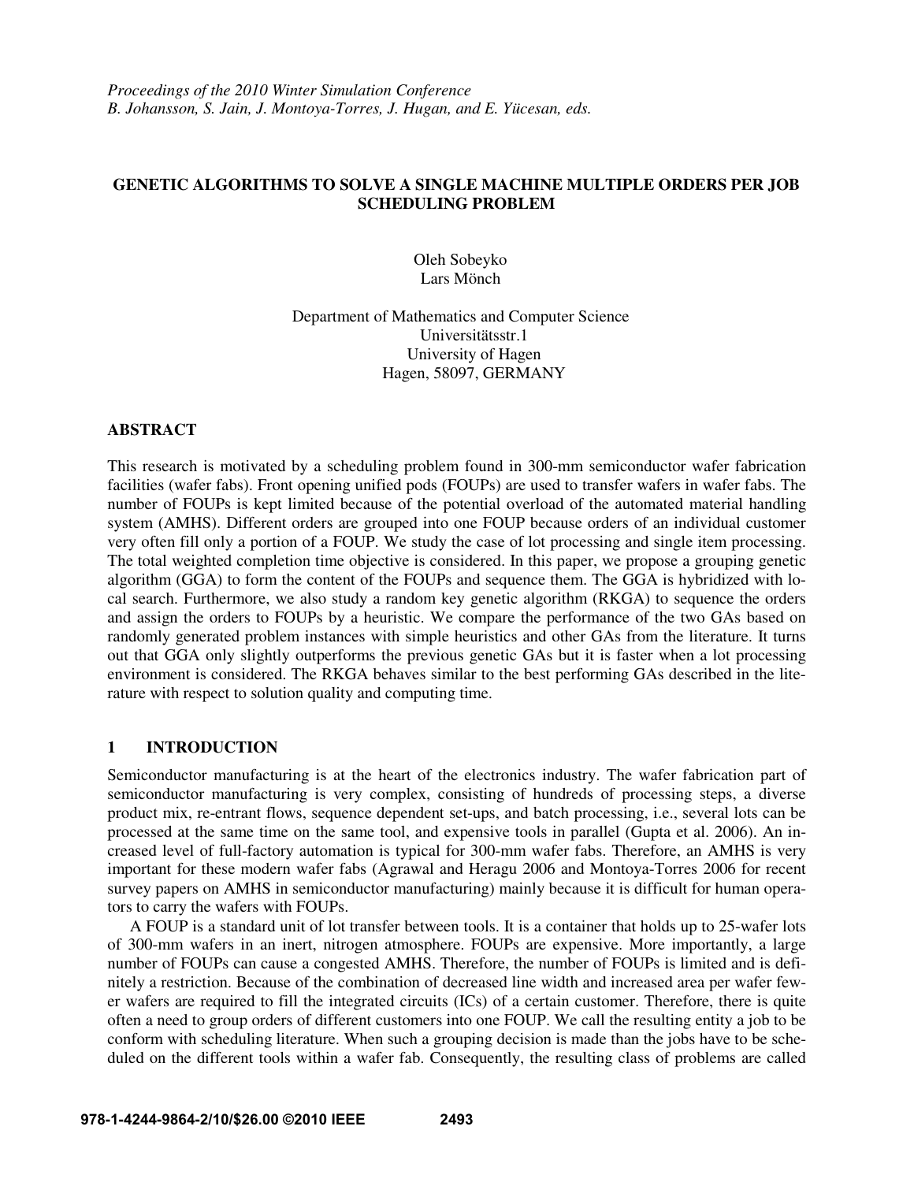*Proceedings of the 2010 Winter Simulation Conference*
*B. Johansson, S. Jain, J. Montoya-Torres, J. Hugan, and E. Yücesan, eds.*

# GENETIC ALGORITHMS TO SOLVE A SINGLE MACHINE MULTIPLE ORDERS PER JOB SCHEDULING PROBLEM

Oleh Sobeyko
Lars Mönch

Department of Mathematics and Computer Science
Universitätsstr.1
University of Hagen
Hagen, 58097, GERMANY

## ABSTRACT

This research is motivated by a scheduling problem found in 300-mm semiconductor wafer fabrication facilities (wafer fabs). Front opening unified pods (FOUPs) are used to transfer wafers in wafer fabs. The number of FOUPs is kept limited because of the potential overload of the automated material handling system (AMHS). Different orders are grouped into one FOUP because orders of an individual customer very often fill only a portion of a FOUP. We study the case of lot processing and single item processing. The total weighted completion time objective is considered. In this paper, we propose a grouping genetic algorithm (GGA) to form the content of the FOUPs and sequence them. The GGA is hybridized with local search. Furthermore, we also study a random key genetic algorithm (RKGA) to sequence the orders and assign the orders to FOUPs by a heuristic. We compare the performance of the two GAs based on randomly generated problem instances with simple heuristics and other GAs from the literature. It turns out that GGA only slightly outperforms the previous genetic GAs but it is faster when a lot processing environment is considered. The RKGA behaves similar to the best performing GAs described in the literature with respect to solution quality and computing time.

## 1 INTRODUCTION

Semiconductor manufacturing is at the heart of the electronics industry. The wafer fabrication part of semiconductor manufacturing is very complex, consisting of hundreds of processing steps, a diverse product mix, re-entrant flows, sequence dependent set-ups, and batch processing, i.e., several lots can be processed at the same time on the same tool, and expensive tools in parallel (Gupta et al. 2006). An increased level of full-factory automation is typical for 300-mm wafer fabs. Therefore, an AMHS is very important for these modern wafer fabs (Agrawal and Heragu 2006 and Montoya-Torres 2006 for recent survey papers on AMHS in semiconductor manufacturing) mainly because it is difficult for human operators to carry the wafers with FOUPs.

A FOUP is a standard unit of lot transfer between tools. It is a container that holds up to 25-wafer lots of 300-mm wafers in an inert, nitrogen atmosphere. FOUPs are expensive. More importantly, a large number of FOUPs can cause a congested AMHS. Therefore, the number of FOUPs is limited and is definitely a restriction. Because of the combination of decreased line width and increased area per wafer fewer wafers are required to fill the integrated circuits (ICs) of a certain customer. Therefore, there is quite often a need to group orders of different customers into one FOUP. We call the resulting entity a job to be conform with scheduling literature. When such a grouping decision is made than the jobs have to be scheduled on the different tools within a wafer fab. Consequently, the resulting class of problems are called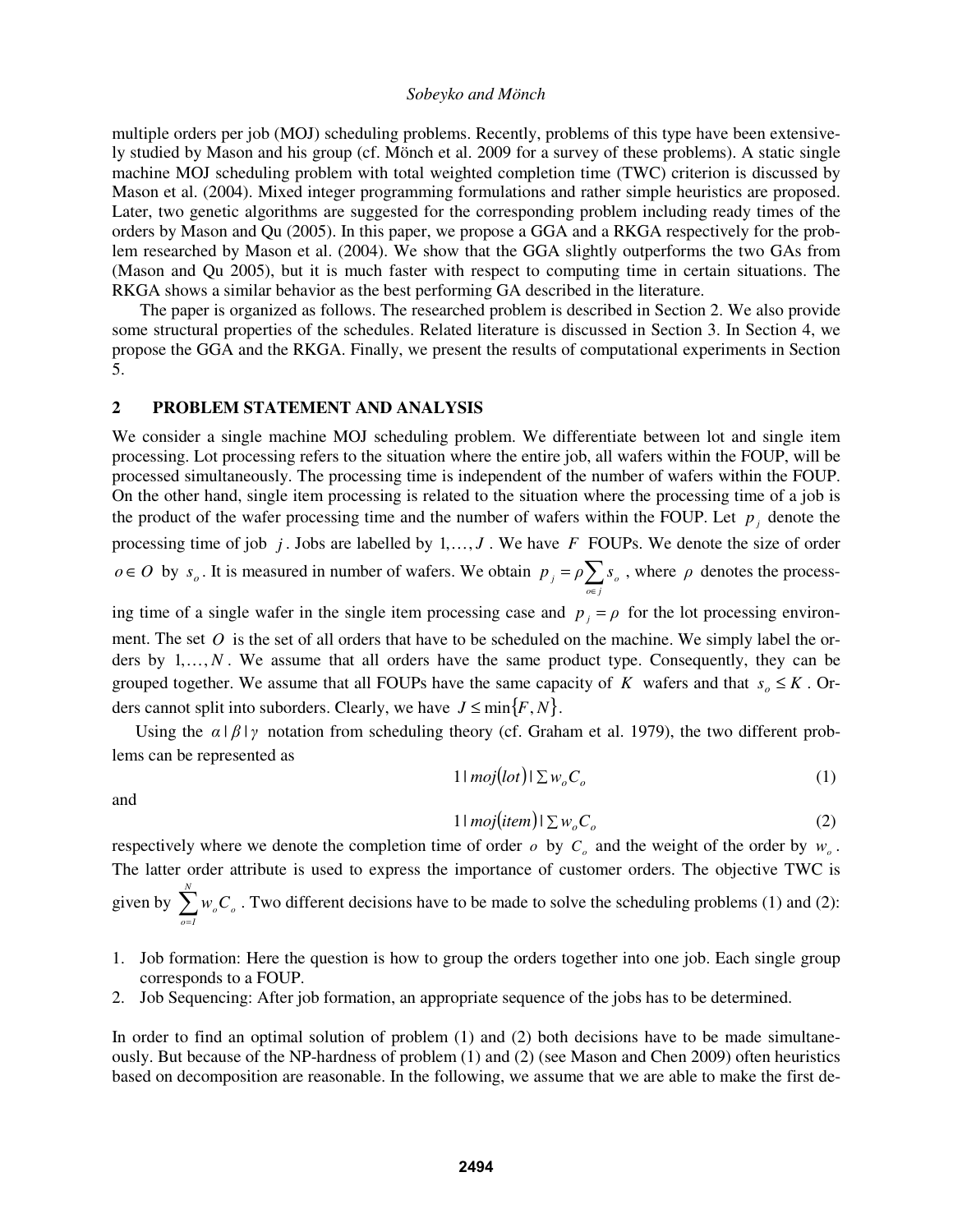multiple orders per job (MOJ) scheduling problems. Recently, problems of this type have been extensively studied by Mason and his group (cf. Mönch et al. 2009 for a survey of these problems). A static single machine MOJ scheduling problem with total weighted completion time (TWC) criterion is discussed by Mason et al. (2004). Mixed integer programming formulations and rather simple heuristics are proposed. Later, two genetic algorithms are suggested for the corresponding problem including ready times of the orders by Mason and Qu (2005). In this paper, we propose a GGA and a RKGA respectively for the problem researched by Mason et al. (2004). We show that the GGA slightly outperforms the two GAs from (Mason and Qu 2005), but it is much faster with respect to computing time in certain situations. The RKGA shows a similar behavior as the best performing GA described in the literature.

The paper is organized as follows. The researched problem is described in Section 2. We also provide some structural properties of the schedules. Related literature is discussed in Section 3. In Section 4, we propose the GGA and the RKGA. Finally, we present the results of computational experiments in Section 5.

## 2 PROBLEM STATEMENT AND ANALYSIS

We consider a single machine MOJ scheduling problem. We differentiate between lot and single item processing. Lot processing refers to the situation where the entire job, all wafers within the FOUP, will be processed simultaneously. The processing time is independent of the number of wafers within the FOUP. On the other hand, single item processing is related to the situation where the processing time of a job is the product of the wafer processing time and the number of wafers within the FOUP. Let $p_j$ denote the processing time of job $j$. Jobs are labelled by $1,\ldots,J$. We have $F$ FOUPs. We denote the size of order $o \in O$ by $s_o$. It is measured in number of wafers. We obtain $p_j = \rho \sum_{o \in j} s_o$, where $\rho$ denotes the processing time of a single wafer in the single item processing case and $p_j = \rho$ for the lot processing environment. The set $O$ is the set of all orders that have to be scheduled on the machine. We simply label the orders by $1,\ldots,N$. We assume that all orders have the same product type. Consequently, they can be grouped together. We assume that all FOUPs have the same capacity of $K$ wafers and that $s_o \le K$. Orders cannot split into suborders. Clearly, we have $J \le \min\{F, N\}$.

Using the $\alpha \mid \beta \mid \gamma$ notation from scheduling theory (cf. Graham et al. 1979), the two different problems can be represented as

$$1 \mid moj(lot) \mid \sum w_o C_o \tag{1}$$

and

$$1 \mid moj(item) \mid \sum w_o C_o \tag{2}$$

respectively where we denote the completion time of order $o$ by $C_o$ and the weight of the order by $w_o$. The latter order attribute is used to express the importance of customer orders. The objective TWC is given by $\sum_{o=1}^{N} w_o C_o$. Two different decisions have to be made to solve the scheduling problems (1) and (2):

1. Job formation: Here the question is how to group the orders together into one job. Each single group corresponds to a FOUP.
2. Job Sequencing: After job formation, an appropriate sequence of the jobs has to be determined.

In order to find an optimal solution of problem (1) and (2) both decisions have to be made simultaneously. But because of the NP-hardness of problem (1) and (2) (see Mason and Chen 2009) often heuristics based on decomposition are reasonable. In the following, we assume that we are able to make the first de-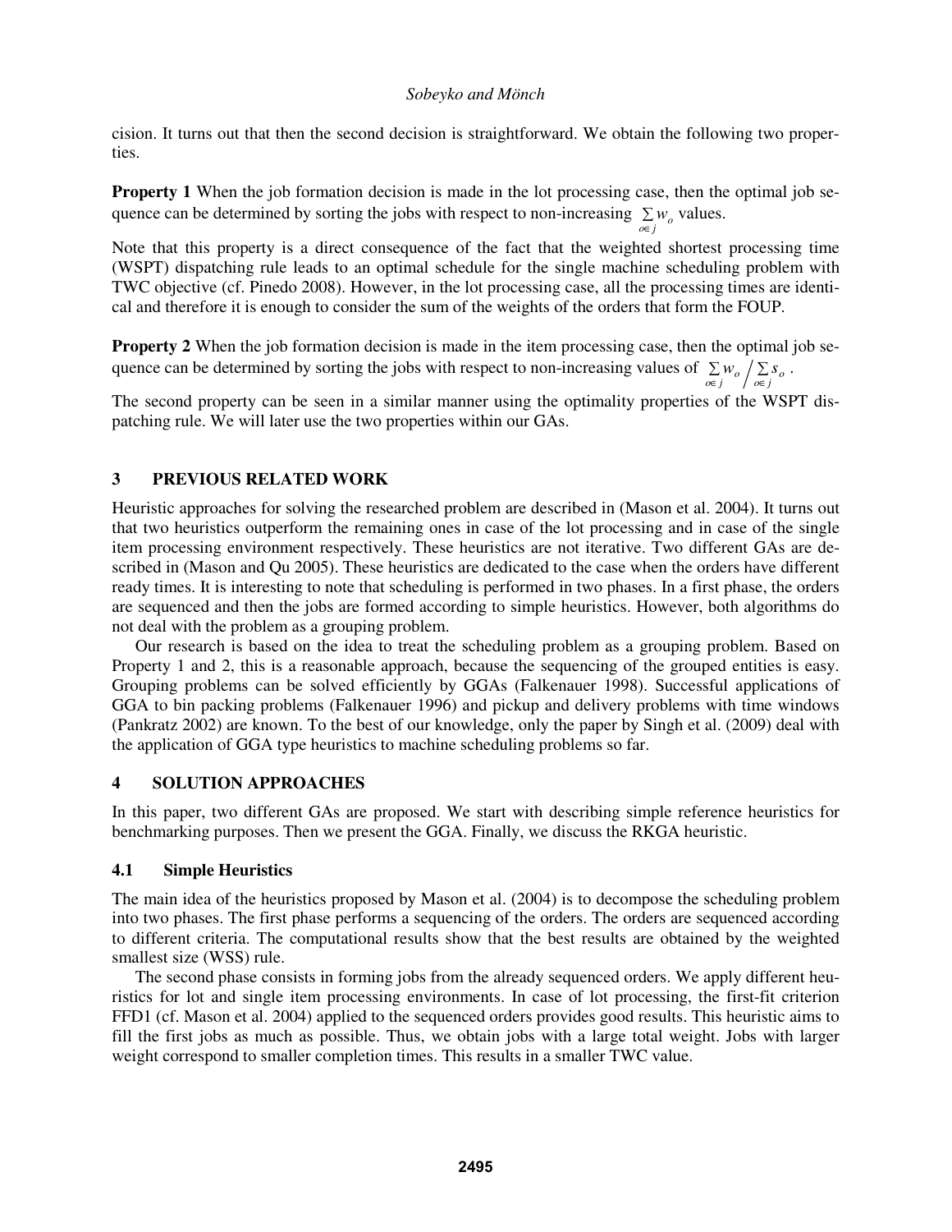cision. It turns out that then the second decision is straightforward. We obtain the following two properties.

**Property 1** When the job formation decision is made in the lot processing case, then the optimal job sequence can be determined by sorting the jobs with respect to non-increasing $\sum_{o \in j} w_o$ values.

Note that this property is a direct consequence of the fact that the weighted shortest processing time (WSPT) dispatching rule leads to an optimal schedule for the single machine scheduling problem with TWC objective (cf. Pinedo 2008). However, in the lot processing case, all the processing times are identical and therefore it is enough to consider the sum of the weights of the orders that form the FOUP.

**Property 2** When the job formation decision is made in the item processing case, then the optimal job sequence can be determined by sorting the jobs with respect to non-increasing values of $\sum_{o \in j} w_o \Big/ \sum_{o \in j} s_o$.

The second property can be seen in a similar manner using the optimality properties of the WSPT dispatching rule. We will later use the two properties within our GAs.

## 3 PREVIOUS RELATED WORK

Heuristic approaches for solving the researched problem are described in (Mason et al. 2004). It turns out that two heuristics outperform the remaining ones in case of the lot processing and in case of the single item processing environment respectively. These heuristics are not iterative. Two different GAs are described in (Mason and Qu 2005). These heuristics are dedicated to the case when the orders have different ready times. It is interesting to note that scheduling is performed in two phases. In a first phase, the orders are sequenced and then the jobs are formed according to simple heuristics. However, both algorithms do not deal with the problem as a grouping problem.

Our research is based on the idea to treat the scheduling problem as a grouping problem. Based on Property 1 and 2, this is a reasonable approach, because the sequencing of the grouped entities is easy. Grouping problems can be solved efficiently by GGAs (Falkenauer 1998). Successful applications of GGA to bin packing problems (Falkenauer 1996) and pickup and delivery problems with time windows (Pankratz 2002) are known. To the best of our knowledge, only the paper by Singh et al. (2009) deal with the application of GGA type heuristics to machine scheduling problems so far.

## 4 SOLUTION APPROACHES

In this paper, two different GAs are proposed. We start with describing simple reference heuristics for benchmarking purposes. Then we present the GGA. Finally, we discuss the RKGA heuristic.

### 4.1 Simple Heuristics

The main idea of the heuristics proposed by Mason et al. (2004) is to decompose the scheduling problem into two phases. The first phase performs a sequencing of the orders. The orders are sequenced according to different criteria. The computational results show that the best results are obtained by the weighted smallest size (WSS) rule.

The second phase consists in forming jobs from the already sequenced orders. We apply different heuristics for lot and single item processing environments. In case of lot processing, the first-fit criterion FFD1 (cf. Mason et al. 2004) applied to the sequenced orders provides good results. This heuristic aims to fill the first jobs as much as possible. Thus, we obtain jobs with a large total weight. Jobs with larger weight correspond to smaller completion times. This results in a smaller TWC value.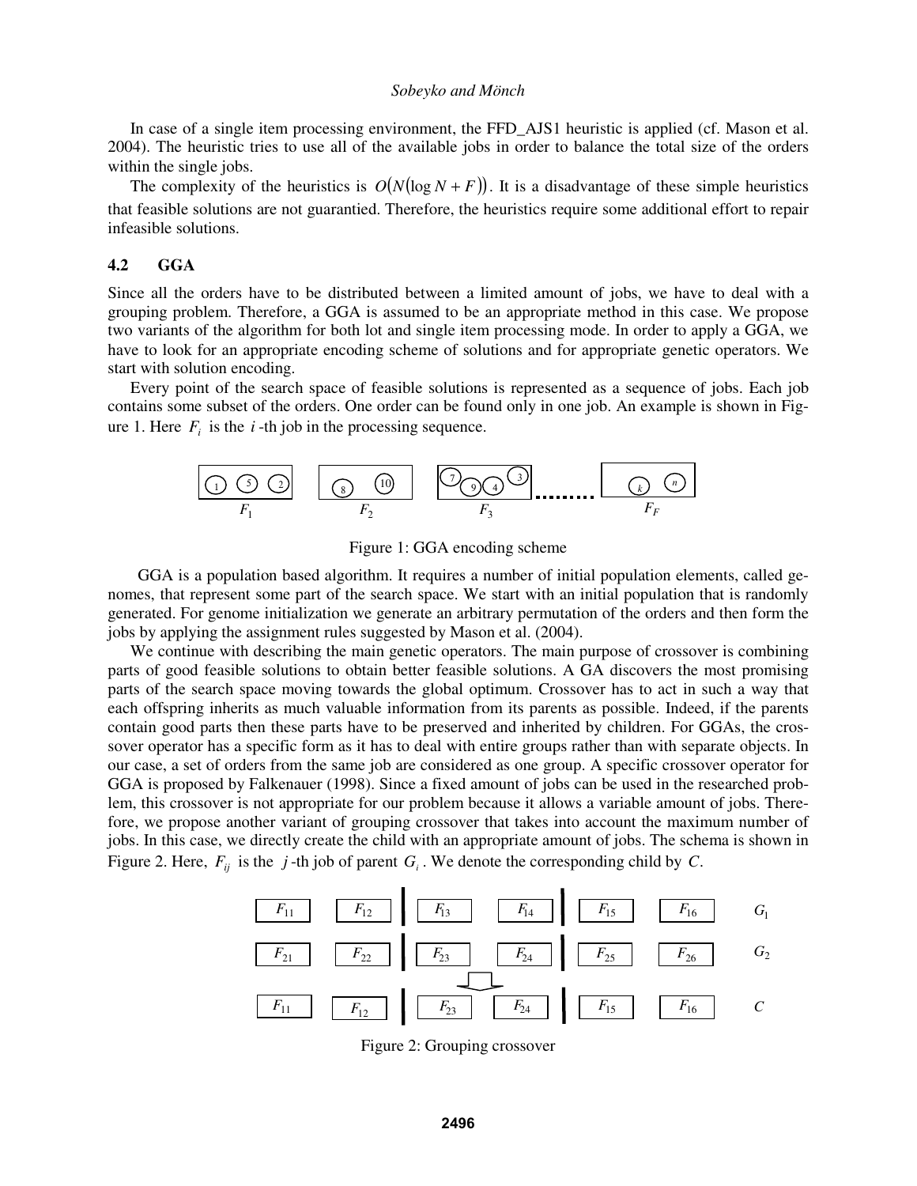In case of a single item processing environment, the FFD_AJS1 heuristic is applied (cf. Mason et al. 2004). The heuristic tries to use all of the available jobs in order to balance the total size of the orders within the single jobs.

The complexity of the heuristics is $O(N(\log N + F))$. It is a disadvantage of these simple heuristics that feasible solutions are not guarantied. Therefore, the heuristics require some additional effort to repair infeasible solutions.

### 4.2 GGA

Since all the orders have to be distributed between a limited amount of jobs, we have to deal with a grouping problem. Therefore, a GGA is assumed to be an appropriate method in this case. We propose two variants of the algorithm for both lot and single item processing mode. In order to apply a GGA, we have to look for an appropriate encoding scheme of solutions and for appropriate genetic operators. We start with solution encoding.

Every point of the search space of feasible solutions is represented as a sequence of jobs. Each job contains some subset of the orders. One order can be found only in one job. An example is shown in Figure 1. Here $F_i$ is the $i$-th job in the processing sequence.

Figure 1: GGA encoding scheme

GGA is a population based algorithm. It requires a number of initial population elements, called genomes, that represent some part of the search space. We start with an initial population that is randomly generated. For genome initialization we generate an arbitrary permutation of the orders and then form the jobs by applying the assignment rules suggested by Mason et al. (2004).

We continue with describing the main genetic operators. The main purpose of crossover is combining parts of good feasible solutions to obtain better feasible solutions. A GA discovers the most promising parts of the search space moving towards the global optimum. Crossover has to act in such a way that each offspring inherits as much valuable information from its parents as possible. Indeed, if the parents contain good parts then these parts have to be preserved and inherited by children. For GGAs, the crossover operator has a specific form as it has to deal with entire groups rather than with separate objects. In our case, a set of orders from the same job are considered as one group. A specific crossover operator for GGA is proposed by Falkenauer (1998). Since a fixed amount of jobs can be used in the researched problem, this crossover is not appropriate for our problem because it allows a variable amount of jobs. Therefore, we propose another variant of grouping crossover that takes into account the maximum number of jobs. In this case, we directly create the child with an appropriate amount of jobs. The schema is shown in Figure 2. Here, $F_{ij}$ is the $j$-th job of parent $G_i$. We denote the corresponding child by $C$.

Figure 2: Grouping crossover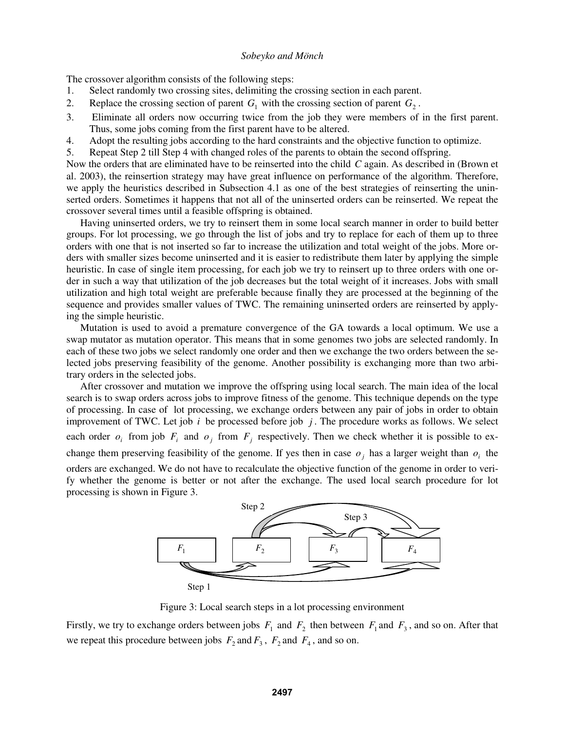The crossover algorithm consists of the following steps:

1. Select randomly two crossing sites, delimiting the crossing section in each parent.
2. Replace the crossing section of parent $G_1$ with the crossing section of parent $G_2$.
3. Eliminate all orders now occurring twice from the job they were members of in the first parent. Thus, some jobs coming from the first parent have to be altered.
4. Adopt the resulting jobs according to the hard constraints and the objective function to optimize.
5. Repeat Step 2 till Step 4 with changed roles of the parents to obtain the second offspring.

Now the orders that are eliminated have to be reinserted into the child $C$ again. As described in (Brown et al. 2003), the reinsertion strategy may have great influence on performance of the algorithm. Therefore, we apply the heuristics described in Subsection 4.1 as one of the best strategies of reinserting the uninserted orders. Sometimes it happens that not all of the uninserted orders can be reinserted. We repeat the crossover several times until a feasible offspring is obtained.

Having uninserted orders, we try to reinsert them in some local search manner in order to build better groups. For lot processing, we go through the list of jobs and try to replace for each of them up to three orders with one that is not inserted so far to increase the utilization and total weight of the jobs. More orders with smaller sizes become uninserted and it is easier to redistribute them later by applying the simple heuristic. In case of single item processing, for each job we try to reinsert up to three orders with one order in such a way that utilization of the job decreases but the total weight of it increases. Jobs with small utilization and high total weight are preferable because finally they are processed at the beginning of the sequence and provides smaller values of TWC. The remaining uninserted orders are reinserted by applying the simple heuristic.

Mutation is used to avoid a premature convergence of the GA towards a local optimum. We use a swap mutator as mutation operator. This means that in some genomes two jobs are selected randomly. In each of these two jobs we select randomly one order and then we exchange the two orders between the selected jobs preserving feasibility of the genome. Another possibility is exchanging more than two arbitrary orders in the selected jobs.

After crossover and mutation we improve the offspring using local search. The main idea of the local search is to swap orders across jobs to improve fitness of the genome. This technique depends on the type of processing. In case of lot processing, we exchange orders between any pair of jobs in order to obtain improvement of TWC. Let job $i$ be processed before job $j$. The procedure works as follows. We select each order $o_i$ from job $F_i$ and $o_j$ from $F_j$ respectively. Then we check whether it is possible to exchange them preserving feasibility of the genome. If yes then in case $o_j$ has a larger weight than $o_i$ the orders are exchanged. We do not have to recalculate the objective function of the genome in order to verify whether the genome is better or not after the exchange. The used local search procedure for lot processing is shown in Figure 3.

Step 2

Step 3

$F_1$

$F_2$

$F_3$

$F_4$

Step 1

Figure 3: Local search steps in a lot processing environment

Firstly, we try to exchange orders between jobs $F_1$ and $F_2$ then between $F_1$ and $F_3$, and so on. After that we repeat this procedure between jobs $F_2$ and $F_3$, $F_2$ and $F_4$, and so on.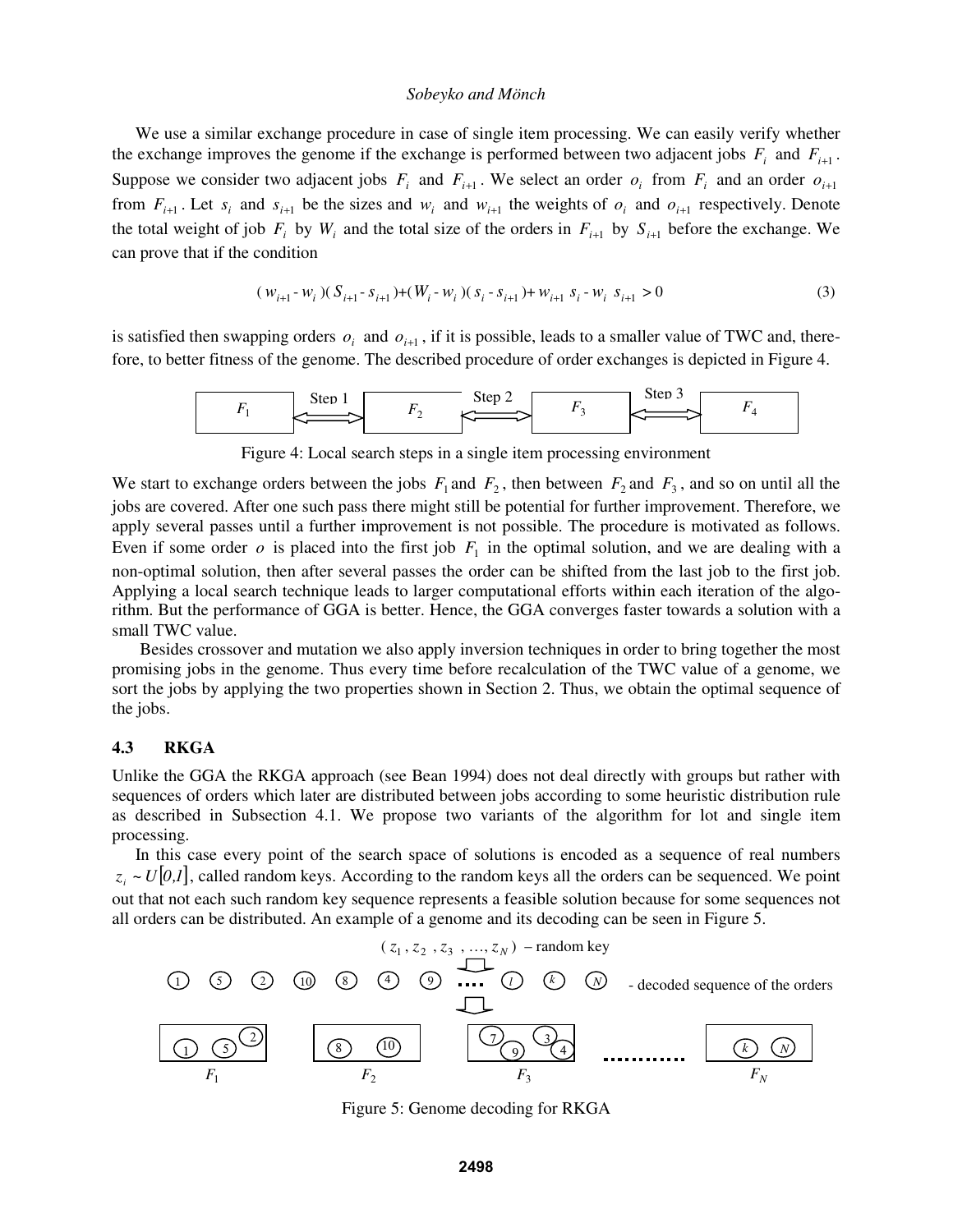We use a similar exchange procedure in case of single item processing. We can easily verify whether the exchange improves the genome if the exchange is performed between two adjacent jobs $F_i$ and $F_{i+1}$. Suppose we consider two adjacent jobs $F_i$ and $F_{i+1}$. We select an order $o_i$ from $F_i$ and an order $o_{i+1}$ from $F_{i+1}$. Let $s_i$ and $s_{i+1}$ be the sizes and $w_i$ and $w_{i+1}$ the weights of $o_i$ and $o_{i+1}$ respectively. Denote the total weight of job $F_i$ by $W_i$ and the total size of the orders in $F_{i+1}$ by $S_{i+1}$ before the exchange. We can prove that if the condition

$$(w_{i+1} - w_i)(S_{i+1} - s_{i+1}) + (W_i - w_i)(s_i - s_{i+1}) + w_{i+1}\, s_i - w_i\, s_{i+1} > 0 \tag{3}$$

is satisfied then swapping orders $o_i$ and $o_{i+1}$, if it is possible, leads to a smaller value of TWC and, therefore, to better fitness of the genome. The described procedure of order exchanges is depicted in Figure 4.

Figure 4: Local search steps in a single item processing environment

We start to exchange orders between the jobs $F_1$ and $F_2$, then between $F_2$ and $F_3$, and so on until all the jobs are covered. After one such pass there might still be potential for further improvement. Therefore, we apply several passes until a further improvement is not possible. The procedure is motivated as follows. Even if some order $o$ is placed into the first job $F_1$ in the optimal solution, and we are dealing with a non-optimal solution, then after several passes the order can be shifted from the last job to the first job. Applying a local search technique leads to larger computational efforts within each iteration of the algorithm. But the performance of GGA is better. Hence, the GGA converges faster towards a solution with a small TWC value.

Besides crossover and mutation we also apply inversion techniques in order to bring together the most promising jobs in the genome. Thus every time before recalculation of the TWC value of a genome, we sort the jobs by applying the two properties shown in Section 2. Thus, we obtain the optimal sequence of the jobs.

### 4.3 RKGA

Unlike the GGA the RKGA approach (see Bean 1994) does not deal directly with groups but rather with sequences of orders which later are distributed between jobs according to some heuristic distribution rule as described in Subsection 4.1. We propose two variants of the algorithm for lot and single item processing.

In this case every point of the search space of solutions is encoded as a sequence of real numbers $z_i \sim U[0,1]$, called random keys. According to the random keys all the orders can be sequenced. We point out that not each such random key sequence represents a feasible solution because for some sequences not all orders can be distributed. An example of a genome and its decoding can be seen in Figure 5.

Figure 5: Genome decoding for RKGA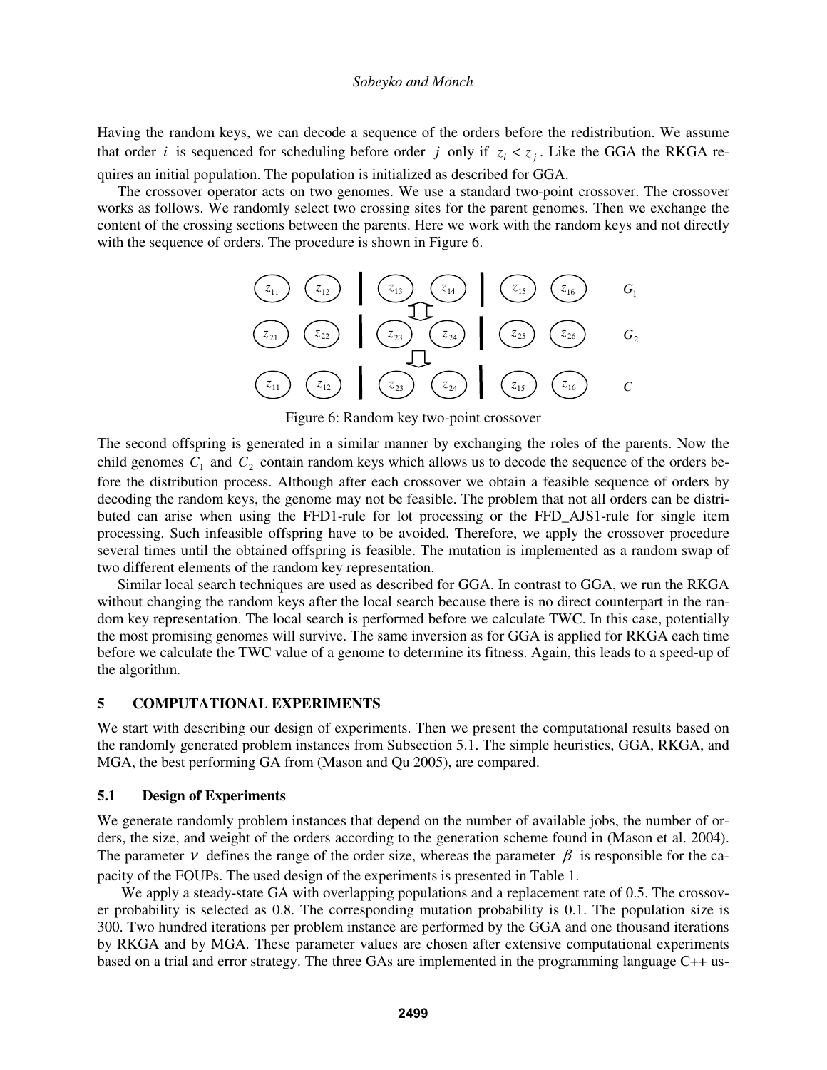Having the random keys, we can decode a sequence of the orders before the redistribution. We assume that order $i$ is sequenced for scheduling before order $j$ only if $z_i < z_j$. Like the GGA the RKGA requires an initial population. The population is initialized as described for GGA.

The crossover operator acts on two genomes. We use a standard two-point crossover. The crossover works as follows. We randomly select two crossing sites for the parent genomes. Then we exchange the content of the crossing sections between the parents. Here we work with the random keys and not directly with the sequence of orders. The procedure is shown in Figure 6.

| | | | | | | |
|---|---|---|---|---|---|---|
| $z_{11}$ | $z_{12}$ | $z_{13}$ | $z_{14}$ | $z_{15}$ | $z_{16}$ | $G_1$ |
| $z_{21}$ | $z_{22}$ | $z_{23}$ | $z_{24}$ | $z_{25}$ | $z_{26}$ | $G_2$ |
| $z_{11}$ | $z_{12}$ | $z_{23}$ | $z_{24}$ | $z_{15}$ | $z_{16}$ | $C$ |

Figure 6: Random key two-point crossover

The second offspring is generated in a similar manner by exchanging the roles of the parents. Now the child genomes $C_1$ and $C_2$ contain random keys which allows us to decode the sequence of the orders before the distribution process. Although after each crossover we obtain a feasible sequence of orders by decoding the random keys, the genome may not be feasible. The problem that not all orders can be distributed can arise when using the FFD1-rule for lot processing or the FFD_AJS1-rule for single item processing. Such infeasible offspring have to be avoided. Therefore, we apply the crossover procedure several times until the obtained offspring is feasible. The mutation is implemented as a random swap of two different elements of the random key representation.

Similar local search techniques are used as described for GGA. In contrast to GGA, we run the RKGA without changing the random keys after the local search because there is no direct counterpart in the random key representation. The local search is performed before we calculate TWC. In this case, potentially the most promising genomes will survive. The same inversion as for GGA is applied for RKGA each time before we calculate the TWC value of a genome to determine its fitness. Again, this leads to a speed-up of the algorithm.

## 5 COMPUTATIONAL EXPERIMENTS

We start with describing our design of experiments. Then we present the computational results based on the randomly generated problem instances from Subsection 5.1. The simple heuristics, GGA, RKGA, and MGA, the best performing GA from (Mason and Qu 2005), are compared.

### 5.1 Design of Experiments

We generate randomly problem instances that depend on the number of available jobs, the number of orders, the size, and weight of the orders according to the generation scheme found in (Mason et al. 2004). The parameter $\nu$ defines the range of the order size, whereas the parameter $\beta$ is responsible for the capacity of the FOUPs. The used design of the experiments is presented in Table 1.

We apply a steady-state GA with overlapping populations and a replacement rate of 0.5. The crossover probability is selected as 0.8. The corresponding mutation probability is 0.1. The population size is 300. Two hundred iterations per problem instance are performed by the GGA and one thousand iterations by RKGA and by MGA. These parameter values are chosen after extensive computational experiments based on a trial and error strategy. The three GAs are implemented in the programming language C++ us-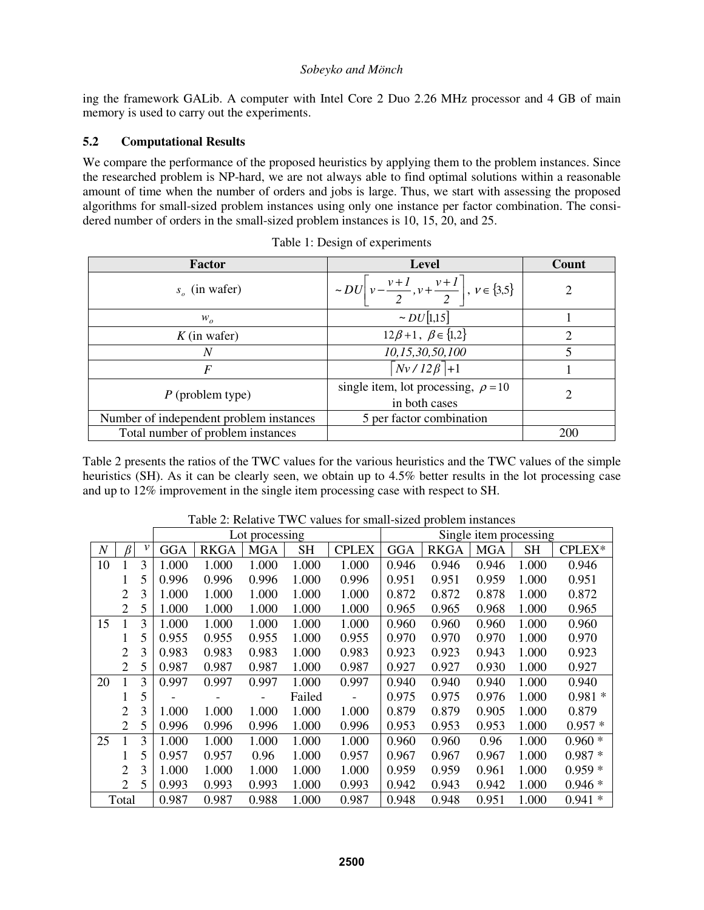ing the framework GALib. A computer with Intel Core 2 Duo 2.26 MHz processor and 4 GB of main memory is used to carry out the experiments.

### 5.2 Computational Results

We compare the performance of the proposed heuristics by applying them to the problem instances. Since the researched problem is NP-hard, we are not always able to find optimal solutions within a reasonable amount of time when the number of orders and jobs is large. Thus, we start with assessing the proposed algorithms for small-sized problem instances using only one instance per factor combination. The considered number of orders in the small-sized problem instances is 10, 15, 20, and 25.

Table 1: Design of experiments

| Factor | Level | Count |
|---|---|---|
| $s_o$ (in wafer) | $\sim DU\left[v-\frac{v+1}{2}, v+\frac{v+1}{2}\right],\ v \in \{3,5\}$ | 2 |
| $w_o$ | $\sim DU[1,15]$ | 1 |
| $K$ (in wafer) | $12\beta+1,\ \beta \in \{1,2\}$ | 2 |
| $N$ | *10,15,30,50,100* | 5 |
| $F$ | $\lceil Nv/12\beta \rceil + 1$ | 1 |
| $P$ (problem type) | single item, lot processing, $\rho = 10$ in both cases | 2 |
| Number of independent problem instances | 5 per factor combination | |
| Total number of problem instances | | 200 |

Table 2 presents the ratios of the TWC values for the various heuristics and the TWC values of the simple heuristics (SH). As it can be clearly seen, we obtain up to 4.5% better results in the lot processing case and up to 12% improvement in the single item processing case with respect to SH.

Table 2: Relative TWC values for small-sized problem instances

| | | | Lot processing | | | | | Single item processing | | | | |
|---|---|---|---|---|---|---|---|---|---|---|---|---|
| $N$ | $\beta$ | $v$ | GGA | RKGA | MGA | SH | CPLEX | GGA | RKGA | MGA | SH | CPLEX* |
| 10 | 1 | 3 | 1.000 | 1.000 | 1.000 | 1.000 | 1.000 | 0.946 | 0.946 | 0.946 | 1.000 | 0.946 |
| | 1 | 5 | 0.996 | 0.996 | 0.996 | 1.000 | 0.996 | 0.951 | 0.951 | 0.959 | 1.000 | 0.951 |
| | 2 | 3 | 1.000 | 1.000 | 1.000 | 1.000 | 1.000 | 0.872 | 0.872 | 0.878 | 1.000 | 0.872 |
| | 2 | 5 | 1.000 | 1.000 | 1.000 | 1.000 | 1.000 | 0.965 | 0.965 | 0.968 | 1.000 | 0.965 |
| 15 | 1 | 3 | 1.000 | 1.000 | 1.000 | 1.000 | 1.000 | 0.960 | 0.960 | 0.960 | 1.000 | 0.960 |
| | 1 | 5 | 0.955 | 0.955 | 0.955 | 1.000 | 0.955 | 0.970 | 0.970 | 0.970 | 1.000 | 0.970 |
| | 2 | 3 | 0.983 | 0.983 | 0.983 | 1.000 | 0.983 | 0.923 | 0.923 | 0.943 | 1.000 | 0.923 |
| | 2 | 5 | 0.987 | 0.987 | 0.987 | 1.000 | 0.987 | 0.927 | 0.927 | 0.930 | 1.000 | 0.927 |
| 20 | 1 | 3 | 0.997 | 0.997 | 0.997 | 1.000 | 0.997 | 0.940 | 0.940 | 0.940 | 1.000 | 0.940 |
| | 1 | 5 | - | - | - | Failed | - | 0.975 | 0.975 | 0.976 | 1.000 | 0.981 * |
| | 2 | 3 | 1.000 | 1.000 | 1.000 | 1.000 | 1.000 | 0.879 | 0.879 | 0.905 | 1.000 | 0.879 |
| | 2 | 5 | 0.996 | 0.996 | 0.996 | 1.000 | 0.996 | 0.953 | 0.953 | 0.953 | 1.000 | 0.957 * |
| 25 | 1 | 3 | 1.000 | 1.000 | 1.000 | 1.000 | 1.000 | 0.960 | 0.960 | 0.96 | 1.000 | 0.960 * |
| | 1 | 5 | 0.957 | 0.957 | 0.96 | 1.000 | 0.957 | 0.967 | 0.967 | 0.967 | 1.000 | 0.987 * |
| | 2 | 3 | 1.000 | 1.000 | 1.000 | 1.000 | 1.000 | 0.959 | 0.959 | 0.961 | 1.000 | 0.959 * |
| | 2 | 5 | 0.993 | 0.993 | 0.993 | 1.000 | 0.993 | 0.942 | 0.943 | 0.942 | 1.000 | 0.946 * |
| Total | | | 0.987 | 0.987 | 0.988 | 1.000 | 0.987 | 0.948 | 0.948 | 0.951 | 1.000 | 0.941 * |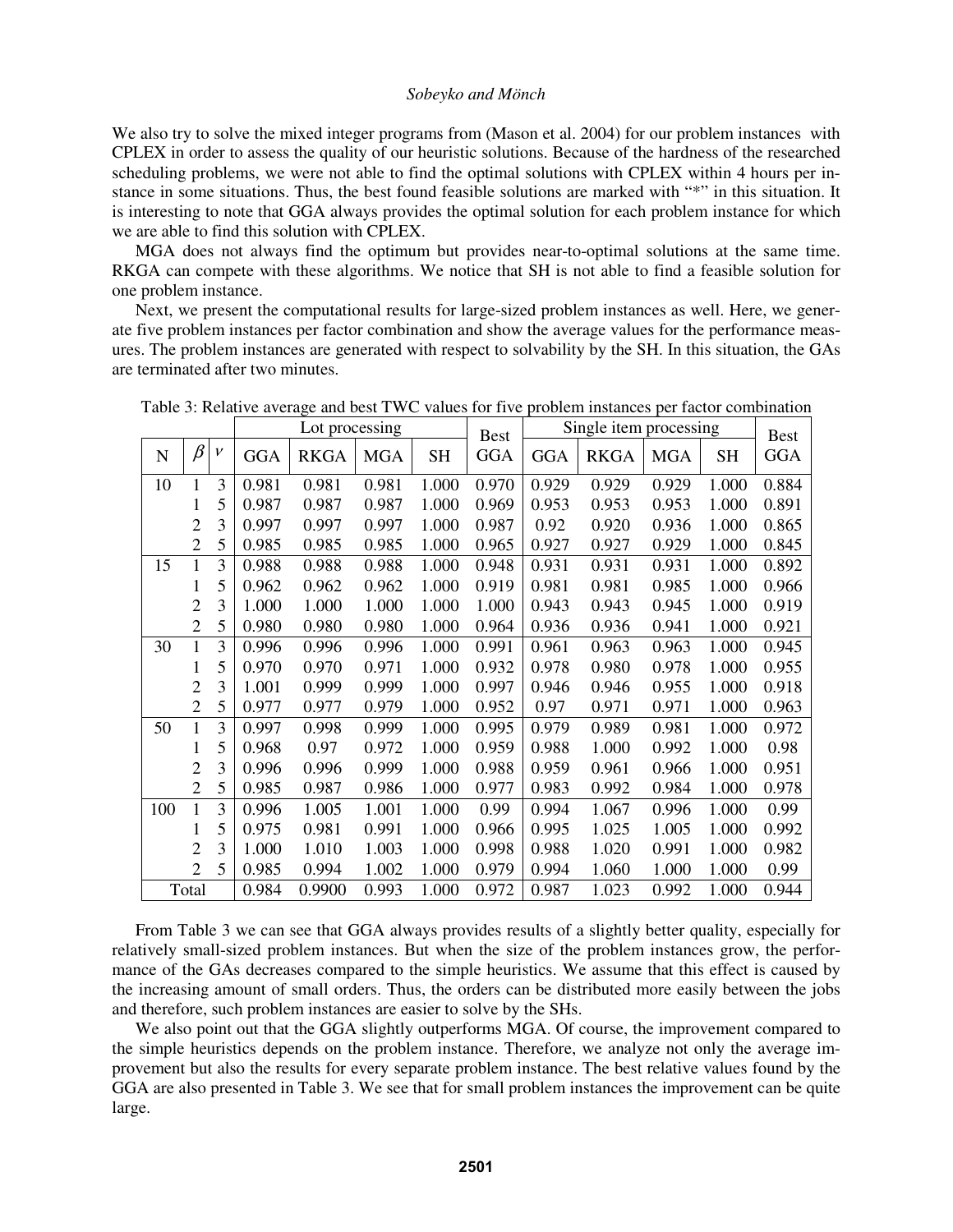We also try to solve the mixed integer programs from (Mason et al. 2004) for our problem instances with CPLEX in order to assess the quality of our heuristic solutions. Because of the hardness of the researched scheduling problems, we were not able to find the optimal solutions with CPLEX within 4 hours per instance in some situations. Thus, the best found feasible solutions are marked with "*" in this situation. It is interesting to note that GGA always provides the optimal solution for each problem instance for which we are able to find this solution with CPLEX.

MGA does not always find the optimum but provides near-to-optimal solutions at the same time. RKGA can compete with these algorithms. We notice that SH is not able to find a feasible solution for one problem instance.

Next, we present the computational results for large-sized problem instances as well. Here, we generate five problem instances per factor combination and show the average values for the performance measures. The problem instances are generated with respect to solvability by the SH. In this situation, the GAs are terminated after two minutes.

Table 3: Relative average and best TWC values for five problem instances per factor combination

| | | | Lot processing | | | | Best | Single item processing | | | | Best |
|---|---|---|---|---|---|---|---|---|---|---|---|---|
| N | $\beta$ | $\nu$ | GGA | RKGA | MGA | SH | GGA | GGA | RKGA | MGA | SH | GGA |
| 10 | 1 | 3 | 0.981 | 0.981 | 0.981 | 1.000 | 0.970 | 0.929 | 0.929 | 0.929 | 1.000 | 0.884 |
| | 1 | 5 | 0.987 | 0.987 | 0.987 | 1.000 | 0.969 | 0.953 | 0.953 | 0.953 | 1.000 | 0.891 |
| | 2 | 3 | 0.997 | 0.997 | 0.997 | 1.000 | 0.987 | 0.92 | 0.920 | 0.936 | 1.000 | 0.865 |
| | 2 | 5 | 0.985 | 0.985 | 0.985 | 1.000 | 0.965 | 0.927 | 0.927 | 0.929 | 1.000 | 0.845 |
| 15 | 1 | 3 | 0.988 | 0.988 | 0.988 | 1.000 | 0.948 | 0.931 | 0.931 | 0.931 | 1.000 | 0.892 |
| | 1 | 5 | 0.962 | 0.962 | 0.962 | 1.000 | 0.919 | 0.981 | 0.981 | 0.985 | 1.000 | 0.966 |
| | 2 | 3 | 1.000 | 1.000 | 1.000 | 1.000 | 1.000 | 0.943 | 0.943 | 0.945 | 1.000 | 0.919 |
| | 2 | 5 | 0.980 | 0.980 | 0.980 | 1.000 | 0.964 | 0.936 | 0.936 | 0.941 | 1.000 | 0.921 |
| 30 | 1 | 3 | 0.996 | 0.996 | 0.996 | 1.000 | 0.991 | 0.961 | 0.963 | 0.963 | 1.000 | 0.945 |
| | 1 | 5 | 0.970 | 0.970 | 0.971 | 1.000 | 0.932 | 0.978 | 0.980 | 0.978 | 1.000 | 0.955 |
| | 2 | 3 | 1.001 | 0.999 | 0.999 | 1.000 | 0.997 | 0.946 | 0.946 | 0.955 | 1.000 | 0.918 |
| | 2 | 5 | 0.977 | 0.977 | 0.979 | 1.000 | 0.952 | 0.97 | 0.971 | 0.971 | 1.000 | 0.963 |
| 50 | 1 | 3 | 0.997 | 0.998 | 0.999 | 1.000 | 0.995 | 0.979 | 0.989 | 0.981 | 1.000 | 0.972 |
| | 1 | 5 | 0.968 | 0.97 | 0.972 | 1.000 | 0.959 | 0.988 | 1.000 | 0.992 | 1.000 | 0.98 |
| | 2 | 3 | 0.996 | 0.996 | 0.999 | 1.000 | 0.988 | 0.959 | 0.961 | 0.966 | 1.000 | 0.951 |
| | 2 | 5 | 0.985 | 0.987 | 0.986 | 1.000 | 0.977 | 0.983 | 0.992 | 0.984 | 1.000 | 0.978 |
| 100 | 1 | 3 | 0.996 | 1.005 | 1.001 | 1.000 | 0.99 | 0.994 | 1.067 | 0.996 | 1.000 | 0.99 |
| | 1 | 5 | 0.975 | 0.981 | 0.991 | 1.000 | 0.966 | 0.995 | 1.025 | 1.005 | 1.000 | 0.992 |
| | 2 | 3 | 1.000 | 1.010 | 1.003 | 1.000 | 0.998 | 0.988 | 1.020 | 0.991 | 1.000 | 0.982 |
| | 2 | 5 | 0.985 | 0.994 | 1.002 | 1.000 | 0.979 | 0.994 | 1.060 | 1.000 | 1.000 | 0.99 |
| Total | | | 0.984 | 0.9900 | 0.993 | 1.000 | 0.972 | 0.987 | 1.023 | 0.992 | 1.000 | 0.944 |

From Table 3 we can see that GGA always provides results of a slightly better quality, especially for relatively small-sized problem instances. But when the size of the problem instances grow, the performance of the GAs decreases compared to the simple heuristics. We assume that this effect is caused by the increasing amount of small orders. Thus, the orders can be distributed more easily between the jobs and therefore, such problem instances are easier to solve by the SHs.

We also point out that the GGA slightly outperforms MGA. Of course, the improvement compared to the simple heuristics depends on the problem instance. Therefore, we analyze not only the average improvement but also the results for every separate problem instance. The best relative values found by the GGA are also presented in Table 3. We see that for small problem instances the improvement can be quite large.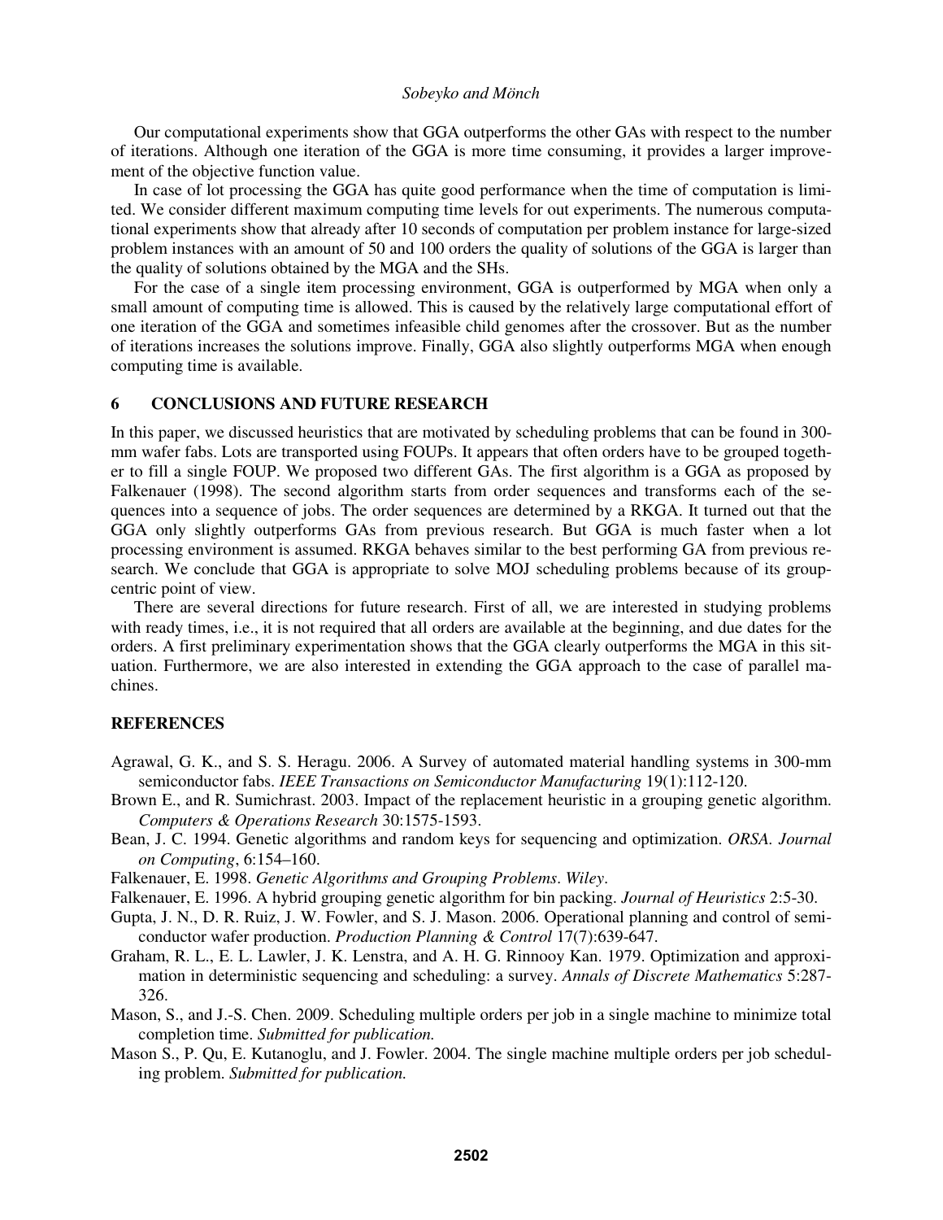Our computational experiments show that GGA outperforms the other GAs with respect to the number of iterations. Although one iteration of the GGA is more time consuming, it provides a larger improvement of the objective function value.

In case of lot processing the GGA has quite good performance when the time of computation is limited. We consider different maximum computing time levels for out experiments. The numerous computational experiments show that already after 10 seconds of computation per problem instance for large-sized problem instances with an amount of 50 and 100 orders the quality of solutions of the GGA is larger than the quality of solutions obtained by the MGA and the SHs.

For the case of a single item processing environment, GGA is outperformed by MGA when only a small amount of computing time is allowed. This is caused by the relatively large computational effort of one iteration of the GGA and sometimes infeasible child genomes after the crossover. But as the number of iterations increases the solutions improve. Finally, GGA also slightly outperforms MGA when enough computing time is available.

## 6 CONCLUSIONS AND FUTURE RESEARCH

In this paper, we discussed heuristics that are motivated by scheduling problems that can be found in 300-mm wafer fabs. Lots are transported using FOUPs. It appears that often orders have to be grouped together to fill a single FOUP. We proposed two different GAs. The first algorithm is a GGA as proposed by Falkenauer (1998). The second algorithm starts from order sequences and transforms each of the sequences into a sequence of jobs. The order sequences are determined by a RKGA. It turned out that the GGA only slightly outperforms GAs from previous research. But GGA is much faster when a lot processing environment is assumed. RKGA behaves similar to the best performing GA from previous research. We conclude that GGA is appropriate to solve MOJ scheduling problems because of its group-centric point of view.

There are several directions for future research. First of all, we are interested in studying problems with ready times, i.e., it is not required that all orders are available at the beginning, and due dates for the orders. A first preliminary experimentation shows that the GGA clearly outperforms the MGA in this situation. Furthermore, we are also interested in extending the GGA approach to the case of parallel machines.

## REFERENCES

Agrawal, G. K., and S. S. Heragu. 2006. A Survey of automated material handling systems in 300-mm semiconductor fabs. *IEEE Transactions on Semiconductor Manufacturing* 19(1):112-120.

Brown E., and R. Sumichrast. 2003. Impact of the replacement heuristic in a grouping genetic algorithm. *Computers & Operations Research* 30:1575-1593.

Bean, J. C. 1994. Genetic algorithms and random keys for sequencing and optimization. *ORSA. Journal on Computing*, 6:154–160.

Falkenauer, E. 1998. *Genetic Algorithms and Grouping Problems. Wiley*.

Falkenauer, E. 1996. A hybrid grouping genetic algorithm for bin packing. *Journal of Heuristics* 2:5-30.

Gupta, J. N., D. R. Ruiz, J. W. Fowler, and S. J. Mason. 2006. Operational planning and control of semiconductor wafer production. *Production Planning & Control* 17(7):639-647.

Graham, R. L., E. L. Lawler, J. K. Lenstra, and A. H. G. Rinnooy Kan. 1979. Optimization and approximation in deterministic sequencing and scheduling: a survey. *Annals of Discrete Mathematics* 5:287-326.

Mason, S., and J.-S. Chen. 2009. Scheduling multiple orders per job in a single machine to minimize total completion time. *Submitted for publication.*

Mason S., P. Qu, E. Kutanoglu, and J. Fowler. 2004. The single machine multiple orders per job scheduling problem. *Submitted for publication.*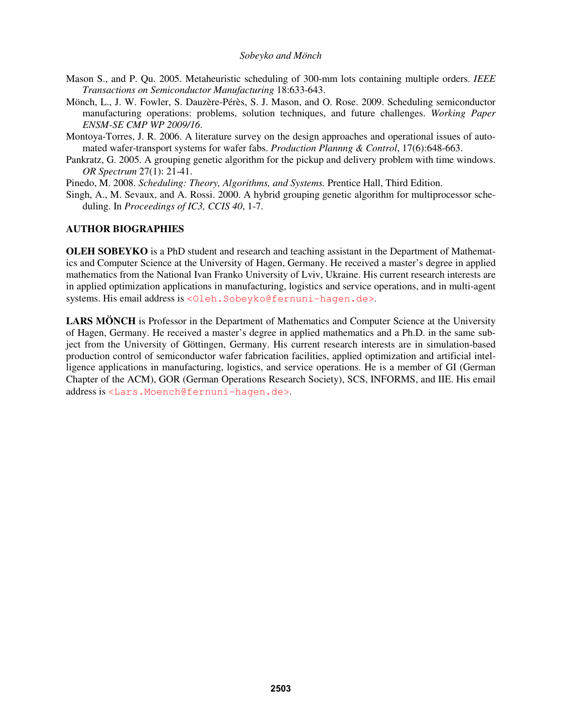Mason S., and P. Qu. 2005. Metaheuristic scheduling of 300-mm lots containing multiple orders. *IEEE Transactions on Semiconductor Manufacturing* 18:633-643.

Mönch, L., J. W. Fowler, S. Dauzère-Pérès, S. J. Mason, and O. Rose. 2009. Scheduling semiconductor manufacturing operations: problems, solution techniques, and future challenges. *Working Paper ENSM-SE CMP WP 2009/16.*

Montoya-Torres, J. R. 2006. A literature survey on the design approaches and operational issues of automated wafer-transport systems for wafer fabs. *Production Plannng & Control*, 17(6):648-663.

Pankratz, G. 2005. A grouping genetic algorithm for the pickup and delivery problem with time windows. *OR Spectrum* 27(1): 21-41.

Pinedo, M. 2008. *Scheduling: Theory, Algorithms, and Systems.* Prentice Hall, Third Edition.

Singh, A., M. Sevaux, and A. Rossi. 2000. A hybrid grouping genetic algorithm for multiprocessor scheduling. In *Proceedings of IC3, CCIS 40*, 1-7.

## AUTHOR BIOGRAPHIES

**OLEH SOBEYKO** is a PhD student and research and teaching assistant in the Department of Mathematics and Computer Science at the University of Hagen, Germany. He received a master's degree in applied mathematics from the National Ivan Franko University of Lviv, Ukraine. His current research interests are in applied optimization applications in manufacturing, logistics and service operations, and in multi-agent systems. His email address is <Oleh.Sobeyko@fernuni-hagen.de>.

**LARS MÖNCH** is Professor in the Department of Mathematics and Computer Science at the University of Hagen, Germany. He received a master's degree in applied mathematics and a Ph.D. in the same subject from the University of Göttingen, Germany. His current research interests are in simulation-based production control of semiconductor wafer fabrication facilities, applied optimization and artificial intelligence applications in manufacturing, logistics, and service operations. He is a member of GI (German Chapter of the ACM), GOR (German Operations Research Society), SCS, INFORMS, and IIE. His email address is <Lars.Moench@fernuni-hagen.de>.